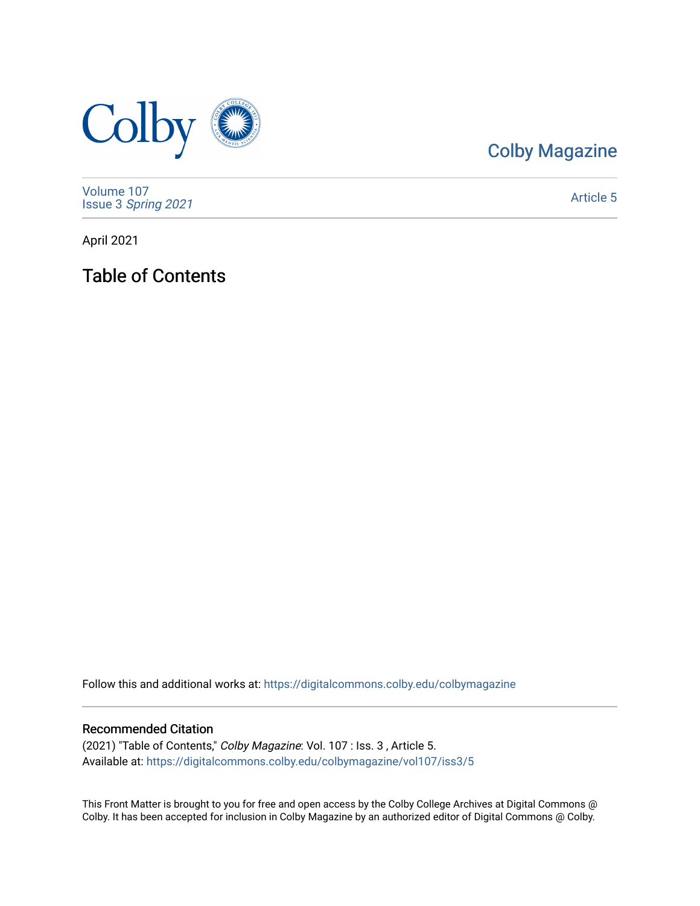Colby Magazine

Volume 107
Issue 3 *Spring 2021*

Article 5

April 2021

# Table of Contents

Follow this and additional works at: https://digitalcommons.colby.edu/colbymagazine

## Recommended Citation

(2021) "Table of Contents," *Colby Magazine*: Vol. 107 : Iss. 3 , Article 5.
Available at: https://digitalcommons.colby.edu/colbymagazine/vol107/iss3/5

This Front Matter is brought to you for free and open access by the Colby College Archives at Digital Commons @ Colby. It has been accepted for inclusion in Colby Magazine by an authorized editor of Digital Commons @ Colby.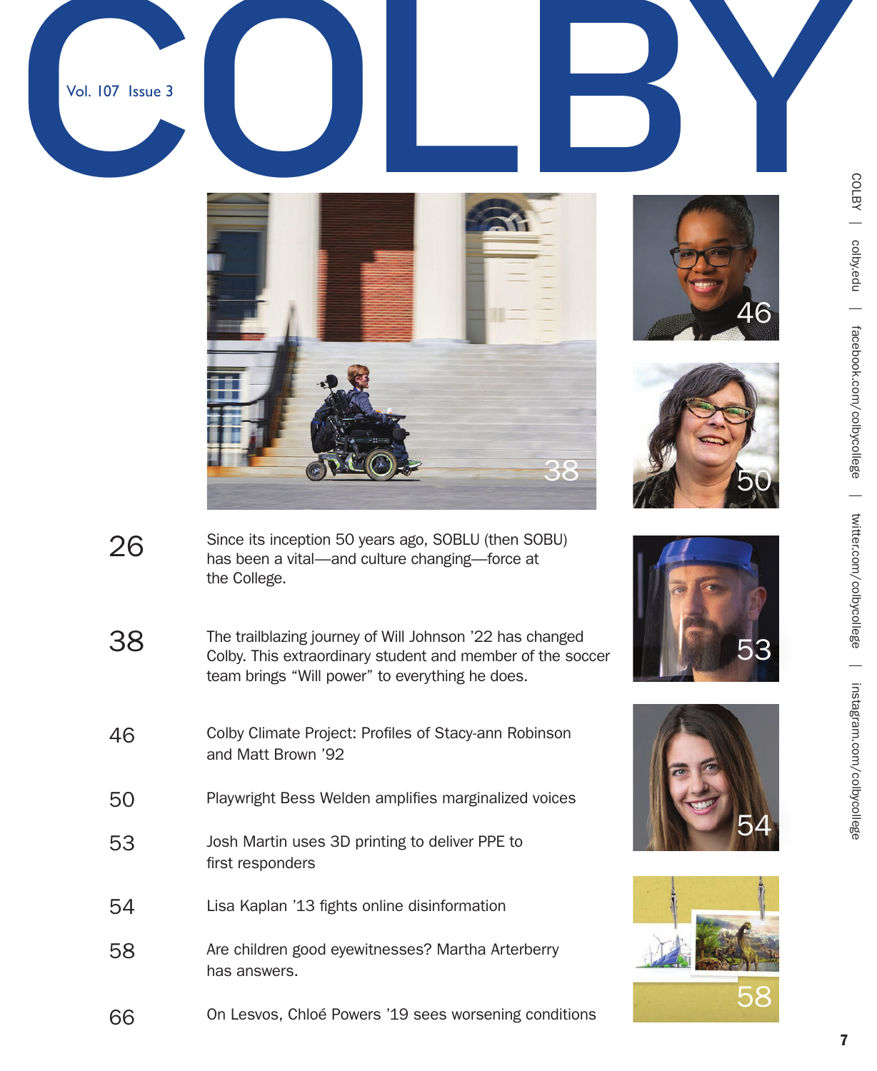# COLBY

Vol. 107 Issue 3

26 Since its inception 50 years ago, SOBLU (then SOBU) has been a vital—and culture changing—force at the College.

38 The trailblazing journey of Will Johnson '22 has changed Colby. This extraordinary student and member of the soccer team brings "Will power" to everything he does.

46 Colby Climate Project: Profiles of Stacy-ann Robinson and Matt Brown '92

50 Playwright Bess Welden amplifies marginalized voices

53 Josh Martin uses 3D printing to deliver PPE to first responders

54 Lisa Kaplan '13 fights online disinformation

58 Are children good eyewitnesses? Martha Arterberry has answers.

66 On Lesvos, Chloé Powers '19 sees worsening conditions

COLBY | colby.edu | facebook.com/colbycollege | twitter.com/colbycollege | instagram.com/colbycollege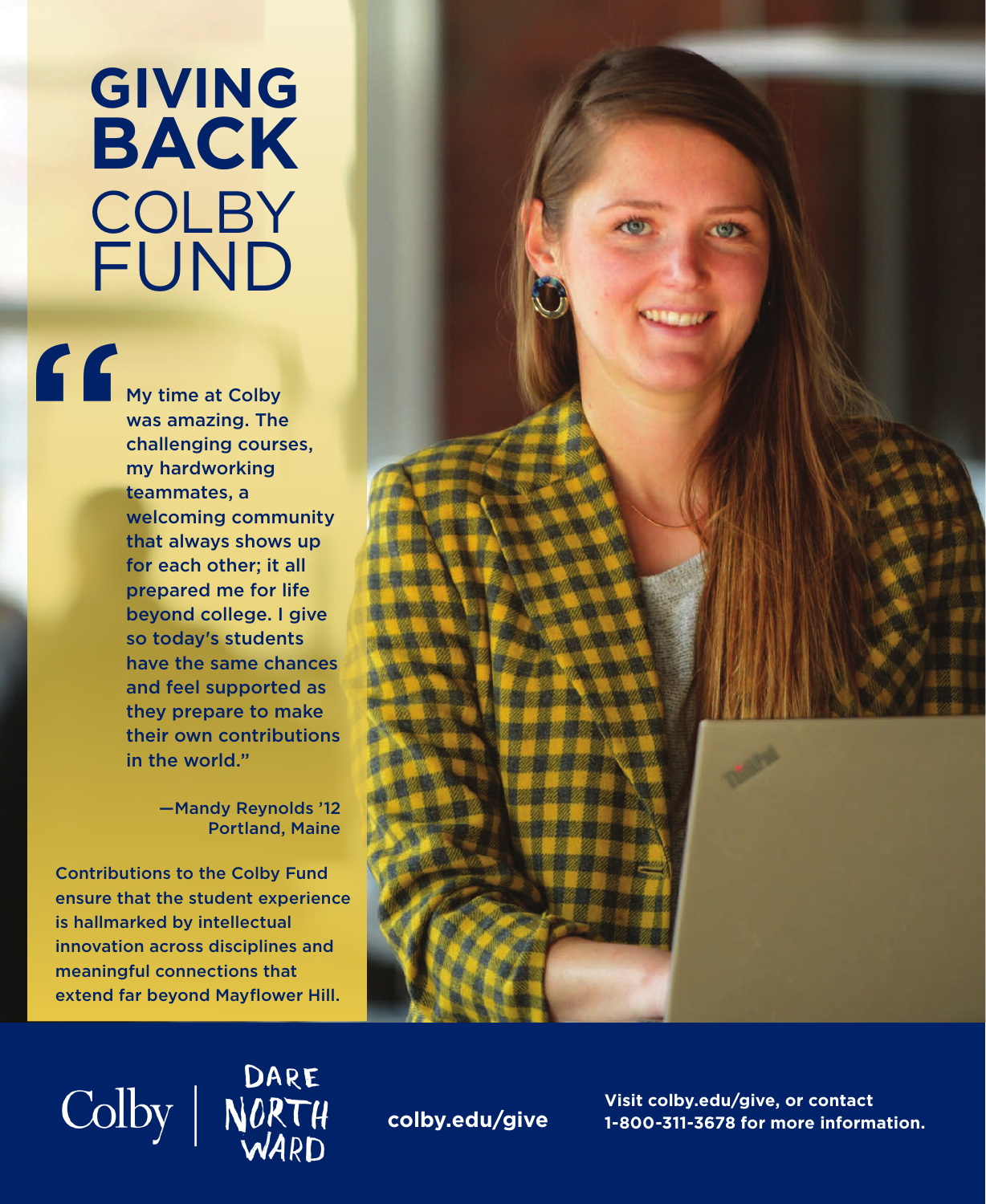# GIVING BACK COLBY FUND

"My time at Colby was amazing. The challenging courses, my hardworking teammates, a welcoming community that always shows up for each other; it all prepared me for life beyond college. I give so today's students have the same chances and feel supported as they prepare to make their own contributions in the world."

—Mandy Reynolds '12
Portland, Maine

Contributions to the Colby Fund ensure that the student experience is hallmarked by intellectual innovation across disciplines and meaningful connections that extend far beyond Mayflower Hill.

Colby | DARE NORTHWARD

**colby.edu/give**

**Visit colby.edu/give, or contact 1-800-311-3678 for more information.**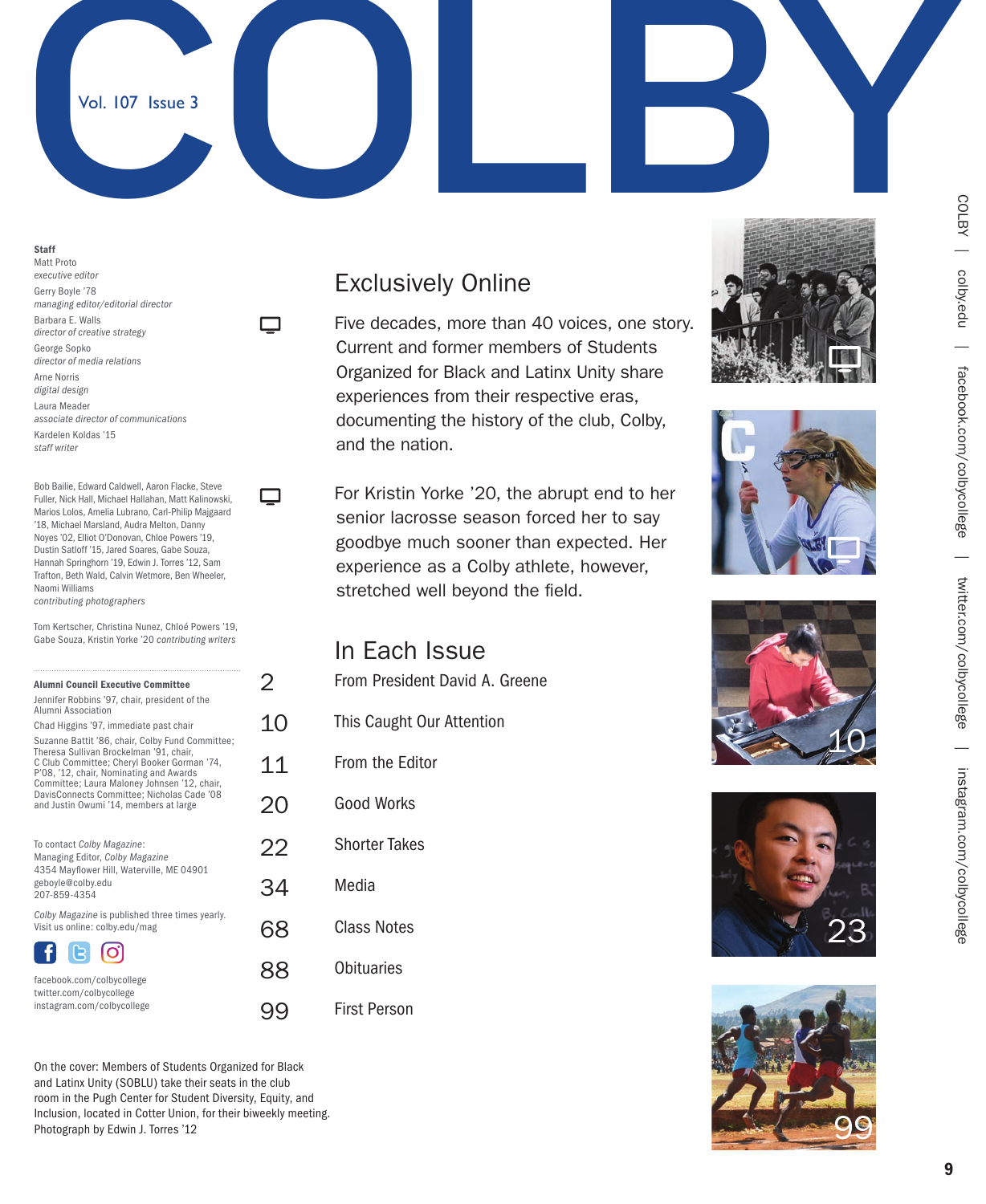# COLBY

Vol. 107 Issue 3

**Staff**

Matt Proto
*executive editor*

Gerry Boyle '78
*managing editor/editorial director*

Barbara E. Walls
*director of creative strategy*

George Sopko
*director of media relations*

Arne Norris
*digital design*

Laura Meader
*associate director of communications*

Kardelen Koldas '15
*staff writer*

Bob Bailie, Edward Caldwell, Aaron Flacke, Steve Fuller, Nick Hall, Michael Hallahan, Matt Kalinowski, Marios Lolos, Amelia Lubrano, Carl-Philip Majgaard '18, Michael Marsland, Audra Melton, Danny Noyes '02, Elliot O'Donovan, Chloe Powers '19, Dustin Satloff '15, Jared Soares, Gabe Souza, Hannah Springhorn '19, Edwin J. Torres '12, Sam Trafton, Beth Wald, Calvin Wetmore, Ben Wheeler, Naomi Williams
*contributing photographers*

Tom Kertscher, Christina Nunez, Chloé Powers '19, Gabe Souza, Kristin Yorke '20 *contributing writers*

**Alumni Council Executive Committee**

Jennifer Robbins '97, chair, president of the Alumni Association

Chad Higgins '97, immediate past chair

Suzanne Battit '86, chair, Colby Fund Committee; Theresa Sullivan Brockelman '91, chair, C Club Committee; Cheryl Booker Gorman '74, P'08, '12, chair, Nominating and Awards Committee; Laura Maloney Johnsen '12, chair, DavisConnects Committee; Nicholas Cade '08 and Justin Owumi '14, members at large

To contact *Colby Magazine*:
Managing Editor, *Colby Magazine*
4354 Mayflower Hill, Waterville, ME 04901
geboyle@colby.edu
207-859-4354

*Colby Magazine* is published three times yearly.
Visit us online: colby.edu/mag

facebook.com/colbycollege
twitter.com/colbycollege
instagram.com/colbycollege

## Exclusively Online

Five decades, more than 40 voices, one story. Current and former members of Students Organized for Black and Latinx Unity share experiences from their respective eras, documenting the history of the club, Colby, and the nation.

For Kristin Yorke '20, the abrupt end to her senior lacrosse season forced her to say goodbye much sooner than expected. Her experience as a Colby athlete, however, stretched well beyond the field.

## In Each Issue

| | |
|---|---|
| 2 | From President David A. Greene |
| 10 | This Caught Our Attention |
| 11 | From the Editor |
| 20 | Good Works |
| 22 | Shorter Takes |
| 34 | Media |
| 68 | Class Notes |
| 88 | Obituaries |
| 99 | First Person |

10

23

99

On the cover: Members of Students Organized for Black and Latinx Unity (SOBLU) take their seats in the club room in the Pugh Center for Student Diversity, Equity, and Inclusion, located in Cotter Union, for their biweekly meeting. Photograph by Edwin J. Torres '12

COLBY | colby.edu | facebook.com/colbycollege | twitter.com/colbycollege | instagram.com/colbycollege